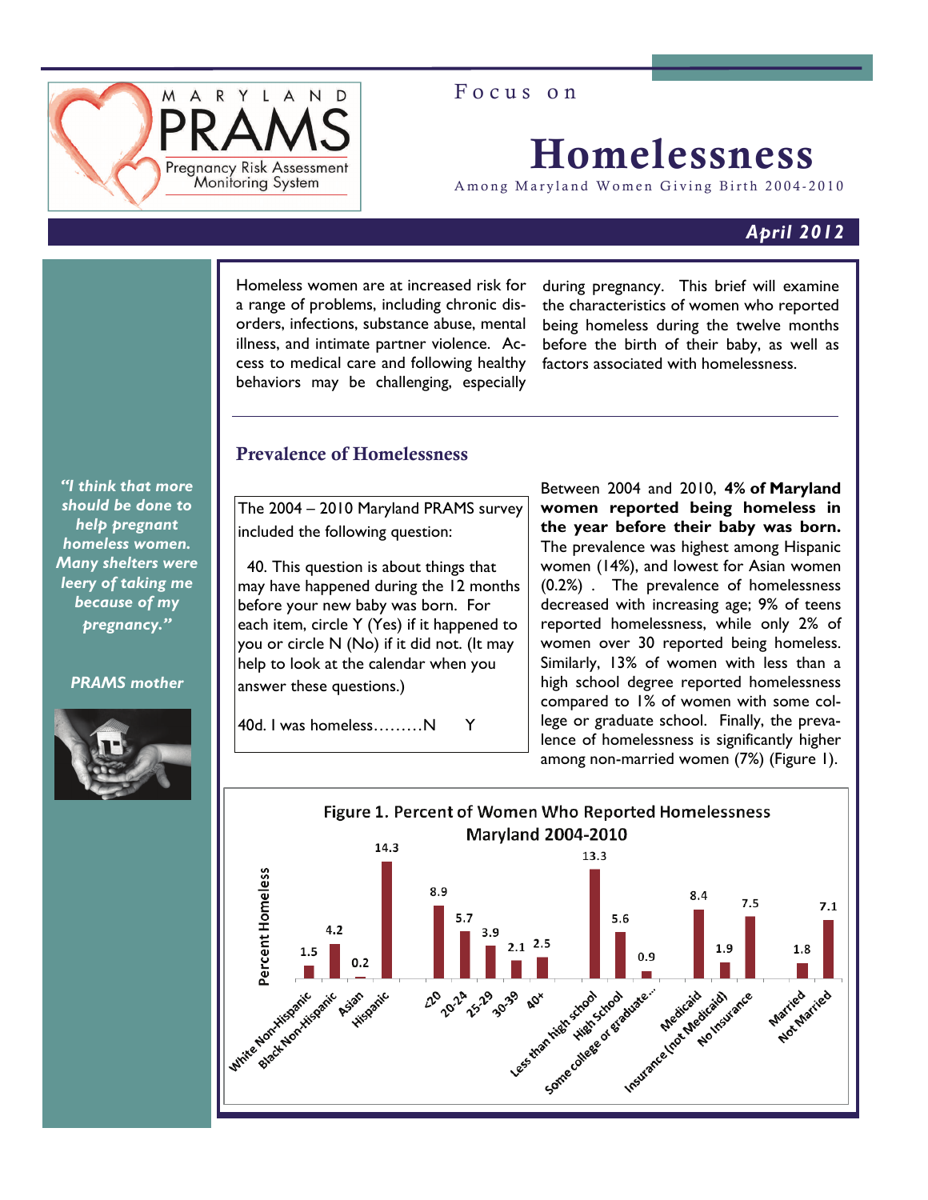Focus on

# Homelessness

Among Maryland Women Giving Birth 2004-2010

*April 2012*

Homeless women are at increased risk for a range of problems, including chronic disorders, infections, substance abuse, mental illness, and intimate partner violence. Access to medical care and following healthy behaviors may be challenging, especially during pregnancy. This brief will examine the characteristics of women who reported being homeless during the twelve months before the birth of their baby, as well as factors associated with homelessness.

*"I think that more should be done to help pregnant homeless women. Many shelters were leery of taking me because of my pregnancy."*

*PRAMS mother*

## Prevalence of Homelessness

The 2004 – 2010 Maryland PRAMS survey included the following question:

40. This question is about things that may have happened during the 12 months before your new baby was born. For each item, circle Y (Yes) if it happened to you or circle N (No) if it did not. (It may help to look at the calendar when you answer these questions.)

40d. I was homeless………N  Y

Between 2004 and 2010, **4% of Maryland women reported being homeless in the year before their baby was born.** The prevalence was highest among Hispanic women (14%), and lowest for Asian women (0.2%). The prevalence of homelessness decreased with increasing age; 9% of teens reported homelessness, while only 2% of women over 30 reported being homeless. Similarly, 13% of women with less than a high school degree reported homelessness compared to 1% of women with some college or graduate school. Finally, the prevalence of homelessness is significantly higher among non-married women (7%) (Figure 1).

**Figure 1. Percent of Women Who Reported Homelessness Maryland 2004-2010**

| Category | Percent Homeless |
|---|---|
| White Non-Hispanic | 1.5 |
| Black Non-Hispanic | 4.2 |
| Asian | 0.2 |
| Hispanic | 14.3 |
| <20 | 8.9 |
| 20-24 | 5.7 |
| 25-29 | 3.9 |
| 30-39 | 2.1 |
| 40+ | 2.5 |
| Less than high school | 13.3 |
| High School | 5.6 |
| Some college or graduate... | 0.9 |
| Medicaid | 8.4 |
| Insurance (not Medicaid) | 1.9 |
| No Insurance | 7.5 |
| Married | 1.8 |
| Not Married | 7.1 |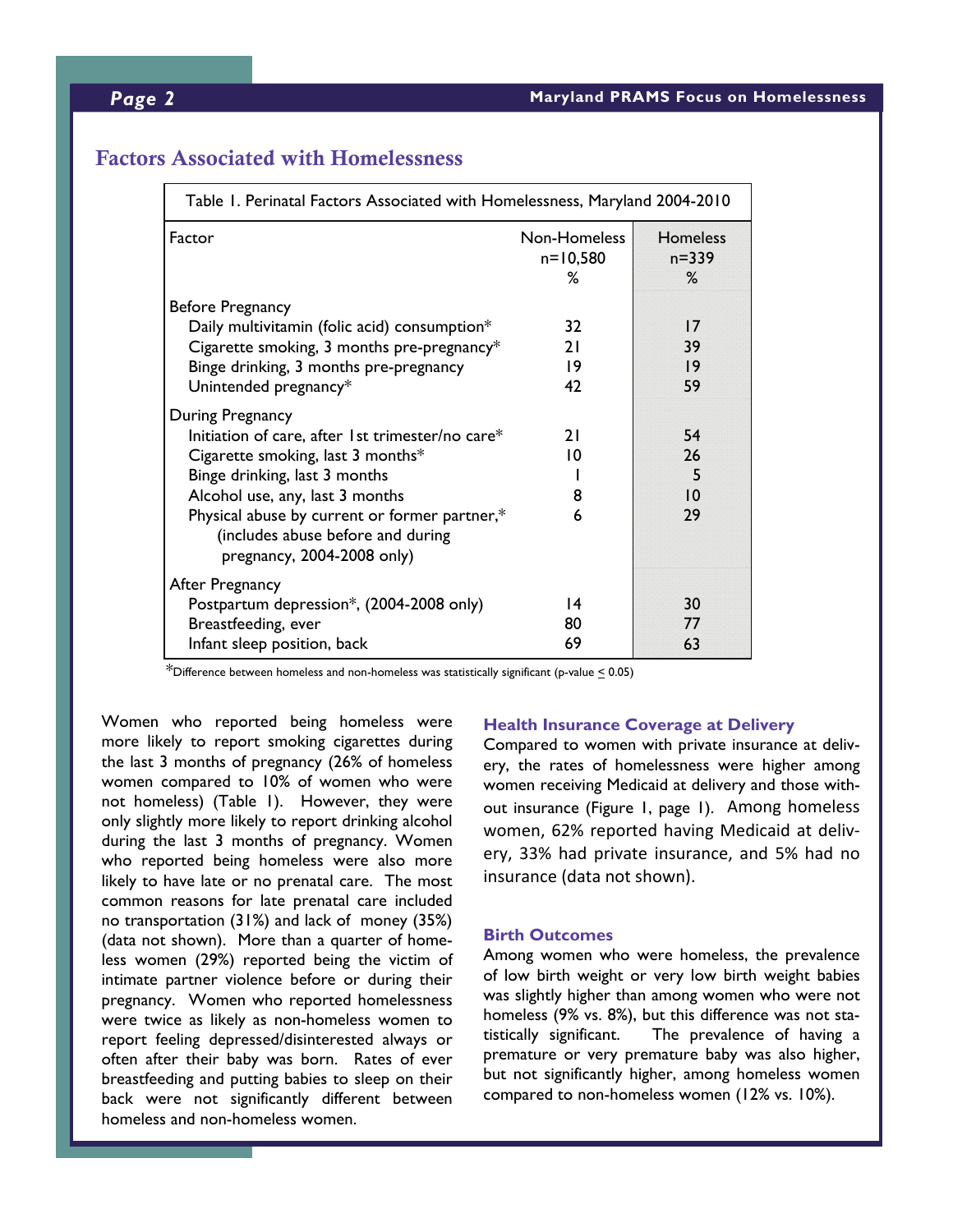## Factors Associated with Homelessness

| Table 1. Perinatal Factors Associated with Homelessness, Maryland 2004-2010 | | |
|---|---|---|
| Factor | Non-Homeless n=10,580 % | Homeless n=339 % |
| **Before Pregnancy** | | |
| Daily multivitamin (folic acid) consumption* | 32 | 17 |
| Cigarette smoking, 3 months pre-pregnancy* | 21 | 39 |
| Binge drinking, 3 months pre-pregnancy | 19 | 19 |
| Unintended pregnancy* | 42 | 59 |
| **During Pregnancy** | | |
| Initiation of care, after 1st trimester/no care* | 21 | 54 |
| Cigarette smoking, last 3 months* | 10 | 26 |
| Binge drinking, last 3 months | 1 | 5 |
| Alcohol use, any, last 3 months | 8 | 10 |
| Physical abuse by current or former partner,* (includes abuse before and during pregnancy, 2004-2008 only) | 6 | 29 |
| **After Pregnancy** | | |
| Postpartum depression*, (2004-2008 only) | 14 | 30 |
| Breastfeeding, ever | 80 | 77 |
| Infant sleep position, back | 69 | 63 |

*Difference between homeless and non-homeless was statistically significant (p-value ≤ 0.05)

Women who reported being homeless were more likely to report smoking cigarettes during the last 3 months of pregnancy (26% of homeless women compared to 10% of women who were not homeless) (Table 1). However, they were only slightly more likely to report drinking alcohol during the last 3 months of pregnancy. Women who reported being homeless were also more likely to have late or no prenatal care. The most common reasons for late prenatal care included no transportation (31%) and lack of money (35%) (data not shown). More than a quarter of homeless women (29%) reported being the victim of intimate partner violence before or during their pregnancy. Women who reported homelessness were twice as likely as non-homeless women to report feeling depressed/disinterested always or often after their baby was born. Rates of ever breastfeeding and putting babies to sleep on their back were not significantly different between homeless and non-homeless women.

### Health Insurance Coverage at Delivery

Compared to women with private insurance at delivery, the rates of homelessness were higher among women receiving Medicaid at delivery and those without insurance (Figure 1, page 1). Among homeless women, 62% reported having Medicaid at delivery, 33% had private insurance, and 5% had no insurance (data not shown).

### Birth Outcomes

Among women who were homeless, the prevalence of low birth weight or very low birth weight babies was slightly higher than among women who were not homeless (9% vs. 8%), but this difference was not statistically significant. The prevalence of having a premature or very premature baby was also higher, but not significantly higher, among homeless women compared to non-homeless women (12% vs. 10%).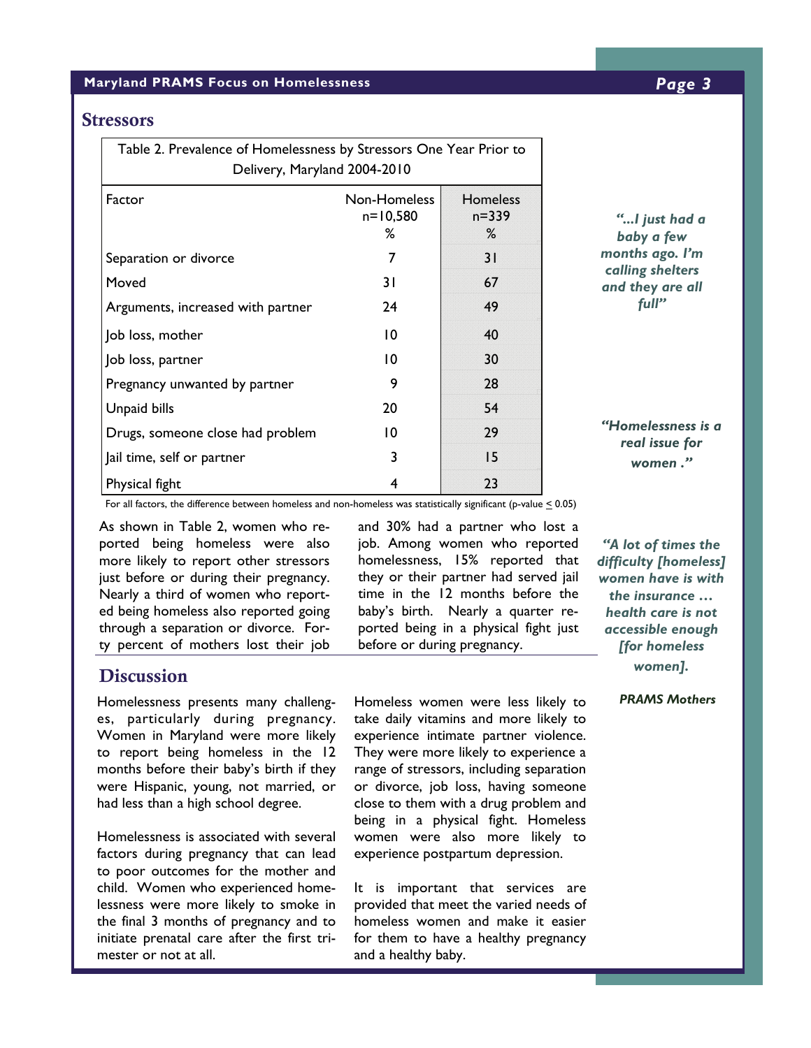## Stressors

Table 2. Prevalence of Homelessness by Stressors One Year Prior to Delivery, Maryland 2004-2010

| Factor | Non-Homeless n=10,580 % | Homeless n=339 % |
|---|---|---|
| Separation or divorce | 7 | 31 |
| Moved | 31 | 67 |
| Arguments, increased with partner | 24 | 49 |
| Job loss, mother | 10 | 40 |
| Job loss, partner | 10 | 30 |
| Pregnancy unwanted by partner | 9 | 28 |
| Unpaid bills | 20 | 54 |
| Drugs, someone close had problem | 10 | 29 |
| Jail time, self or partner | 3 | 15 |
| Physical fight | 4 | 23 |

For all factors, the difference between homeless and non-homeless was statistically significant (p-value ≤ 0.05)

As shown in Table 2, women who reported being homeless were also more likely to report other stressors just before or during their pregnancy. Nearly a third of women who reported being homeless also reported going through a separation or divorce. Forty percent of mothers lost their job and 30% had a partner who lost a job. Among women who reported homelessness, 15% reported that they or their partner had served jail time in the 12 months before the baby's birth. Nearly a quarter reported being in a physical fight just before or during pregnancy.

***"...I just had a baby a few months ago. I'm calling shelters and they are all full"***

***"Homelessness is a real issue for women ."***

***"A lot of times the difficulty [homeless] women have is with the insurance … health care is not accessible enough [for homeless women].***

***PRAMS Mothers***

## Discussion

Homelessness presents many challenges, particularly during pregnancy. Women in Maryland were more likely to report being homeless in the 12 months before their baby's birth if they were Hispanic, young, not married, or had less than a high school degree.

Homelessness is associated with several factors during pregnancy that can lead to poor outcomes for the mother and child. Women who experienced homelessness were more likely to smoke in the final 3 months of pregnancy and to initiate prenatal care after the first trimester or not at all.

Homeless women were less likely to take daily vitamins and more likely to experience intimate partner violence. They were more likely to experience a range of stressors, including separation or divorce, job loss, having someone close to them with a drug problem and being in a physical fight. Homeless women were also more likely to experience postpartum depression.

It is important that services are provided that meet the varied needs of homeless women and make it easier for them to have a healthy pregnancy and a healthy baby.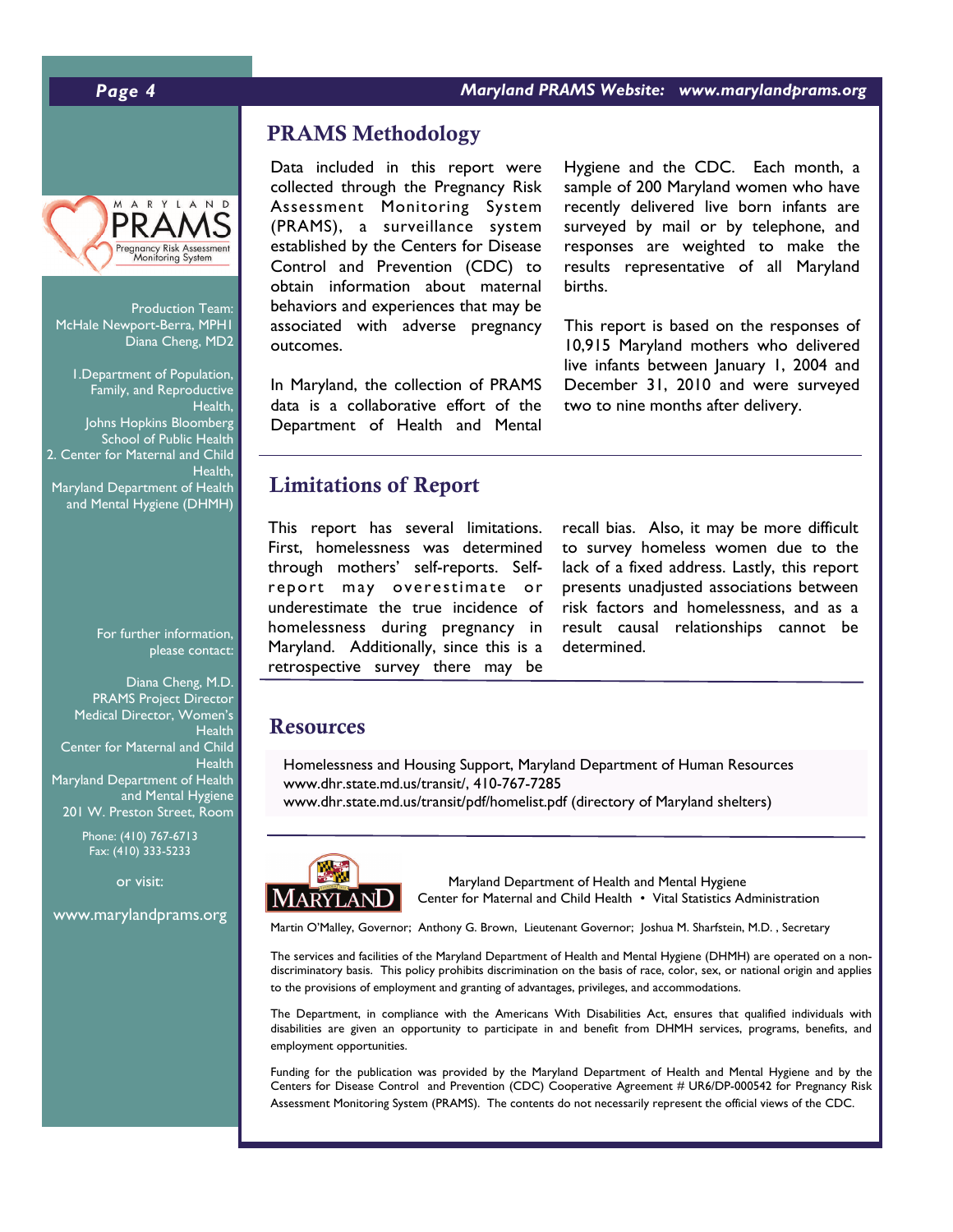## PRAMS Methodology

Data included in this report were collected through the Pregnancy Risk Assessment Monitoring System (PRAMS), a surveillance system established by the Centers for Disease Control and Prevention (CDC) to obtain information about maternal behaviors and experiences that may be associated with adverse pregnancy outcomes.

In Maryland, the collection of PRAMS data is a collaborative effort of the Department of Health and Mental Hygiene and the CDC. Each month, a sample of 200 Maryland women who have recently delivered live born infants are surveyed by mail or by telephone, and responses are weighted to make the results representative of all Maryland births.

This report is based on the responses of 10,915 Maryland mothers who delivered live infants between January 1, 2004 and December 31, 2010 and were surveyed two to nine months after delivery.

## Limitations of Report

This report has several limitations. First, homelessness was determined through mothers' self-reports. Self-report may overestimate or underestimate the true incidence of homelessness during pregnancy in Maryland. Additionally, since this is a retrospective survey there may be recall bias. Also, it may be more difficult to survey homeless women due to the lack of a fixed address. Lastly, this report presents unadjusted associations between risk factors and homelessness, and as a result causal relationships cannot be determined.

## Resources

Homelessness and Housing Support, Maryland Department of Human Resources
www.dhr.state.md.us/transit/, 410-767-7285
www.dhr.state.md.us/transit/pdf/homelist.pdf (directory of Maryland shelters)

MARYLAND PRAMS
Pregnancy Risk Assessment Monitoring System

Production Team:
McHale Newport-Berra, MPH1
Diana Cheng, MD2

1. Department of Population, Family, and Reproductive Health, Johns Hopkins Bloomberg School of Public Health
2. Center for Maternal and Child Health, Maryland Department of Health and Mental Hygiene (DHMH)

For further information, please contact:

Diana Cheng, M.D.
PRAMS Project Director
Medical Director, Women's Health
Center for Maternal and Child Health
Maryland Department of Health and Mental Hygiene
201 W. Preston Street, Room

Phone: (410) 767-6713
Fax: (410) 333-5233

or visit:

www.marylandprams.org

MARYLAND

Maryland Department of Health and Mental Hygiene
Center for Maternal and Child Health • Vital Statistics Administration

Martin O'Malley, Governor; Anthony G. Brown, Lieutenant Governor; Joshua M. Sharfstein, M.D. , Secretary

The services and facilities of the Maryland Department of Health and Mental Hygiene (DHMH) are operated on a non-discriminatory basis. This policy prohibits discrimination on the basis of race, color, sex, or national origin and applies to the provisions of employment and granting of advantages, privileges, and accommodations.

The Department, in compliance with the Americans With Disabilities Act, ensures that qualified individuals with disabilities are given an opportunity to participate in and benefit from DHMH services, programs, benefits, and employment opportunities.

Funding for the publication was provided by the Maryland Department of Health and Mental Hygiene and by the Centers for Disease Control and Prevention (CDC) Cooperative Agreement # UR6/DP-000542 for Pregnancy Risk Assessment Monitoring System (PRAMS). The contents do not necessarily represent the official views of the CDC.